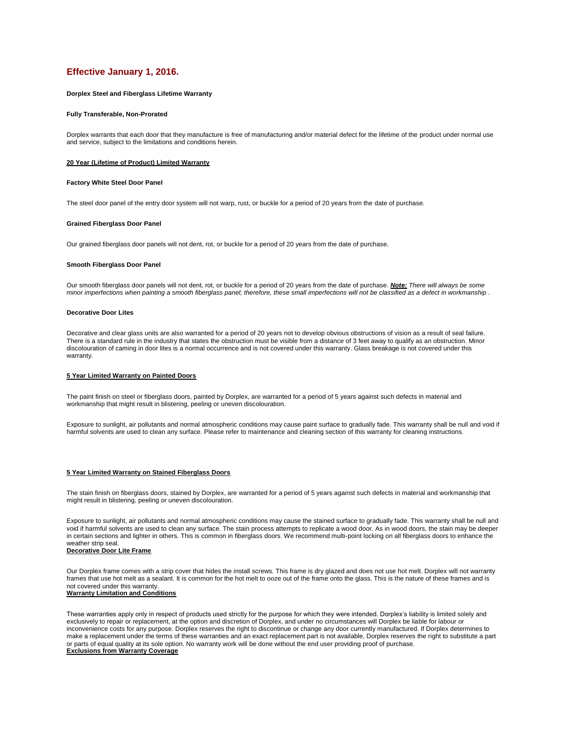## Effective January 1, 2016.

**Dorplex Steel and Fiberglass Lifetime Warranty**

**Fully Transferable, Non-Prorated**

Dorplex warrants that each door that they manufacture is free of manufacturing and/or material defect for the lifetime of the product under normal use and service, subject to the limitations and conditions herein.

### 20 Year (Lifetime of Product) Limited Warranty

**Factory White Steel Door Panel**

The steel door panel of the entry door system will not warp, rust, or buckle for a period of 20 years from the date of purchase.

**Grained Fiberglass Door Panel**

Our grained fiberglass door panels will not dent, rot, or buckle for a period of 20 years from the date of purchase.

**Smooth Fiberglass Door Panel**

Our smooth fiberglass door panels will not dent, rot, or buckle for a period of 20 years from the date of purchase. ***Note:*** *There will always be some minor imperfections when painting a smooth fiberglass panel; therefore, these small imperfections will not be classified as a defect in workmanship* .

**Decorative Door Lites**

Decorative and clear glass units are also warranted for a period of 20 years not to develop obvious obstructions of vision as a result of seal failure. There is a standard rule in the industry that states the obstruction must be visible from a distance of 3 feet away to qualify as an obstruction. Minor discolouration of caming in door lites is a normal occurrence and is not covered under this warranty. Glass breakage is not covered under this warranty.

### 5 Year Limited Warranty on Painted Doors

The paint finish on steel or fiberglass doors, painted by Dorplex, are warranted for a period of 5 years against such defects in material and workmanship that might result in blistering, peeling or uneven discolouration.

Exposure to sunlight, air pollutants and normal atmospheric conditions may cause paint surface to gradually fade. This warranty shall be null and void if harmful solvents are used to clean any surface. Please refer to maintenance and cleaning section of this warranty for cleaning instructions.

### 5 Year Limited Warranty on Stained Fiberglass Doors

The stain finish on fiberglass doors, stained by Dorplex, are warranted for a period of 5 years against such defects in material and workmanship that might result in blistering, peeling or uneven discolouration.

Exposure to sunlight, air pollutants and normal atmospheric conditions may cause the stained surface to gradually fade. This warranty shall be null and void if harmful solvents are used to clean any surface. The stain process attempts to replicate a wood door. As in wood doors, the stain may be deeper in certain sections and lighter in others. This is common in fiberglass doors. We recommend multi-point locking on all fiberglass doors to enhance the weather strip seal.

### Decorative Door Lite Frame

Our Dorplex frame comes with a strip cover that hides the install screws. This frame is dry glazed and does not use hot melt. Dorplex will not warranty frames that use hot melt as a sealant. It is common for the hot melt to ooze out of the frame onto the glass. This is the nature of these frames and is not covered under this warranty.

### Warranty Limitation and Conditions

These warranties apply only in respect of products used strictly for the purpose for which they were intended. Dorplex's liability is limited solely and exclusively to repair or replacement, at the option and discretion of Dorplex, and under no circumstances will Dorplex be liable for labour or inconvenience costs for any purpose. Dorplex reserves the right to discontinue or change any door currently manufactured. If Dorplex determines to make a replacement under the terms of these warranties and an exact replacement part is not available, Dorplex reserves the right to substitute a part or parts of equal quality at its sole option. No warranty work will be done without the end user providing proof of purchase.

### Exclusions from Warranty Coverage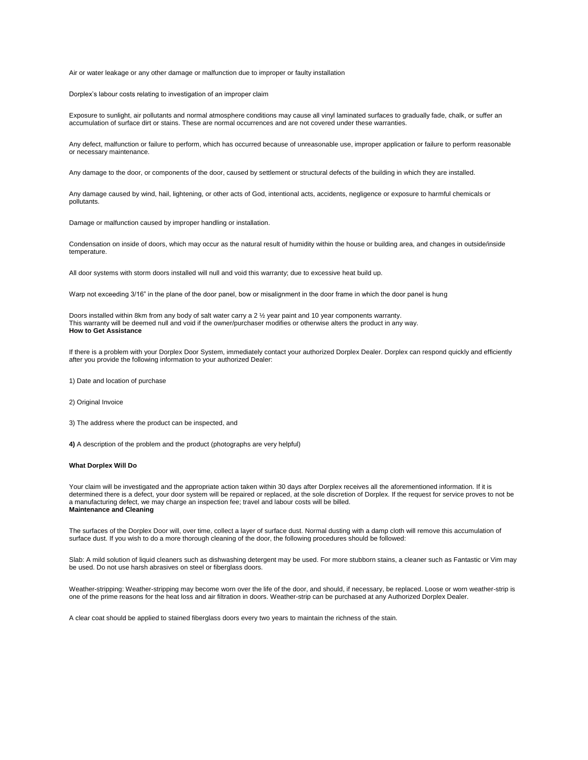Air or water leakage or any other damage or malfunction due to improper or faulty installation

Dorplex's labour costs relating to investigation of an improper claim

Exposure to sunlight, air pollutants and normal atmosphere conditions may cause all vinyl laminated surfaces to gradually fade, chalk, or suffer an accumulation of surface dirt or stains. These are normal occurrences and are not covered under these warranties.

Any defect, malfunction or failure to perform, which has occurred because of unreasonable use, improper application or failure to perform reasonable or necessary maintenance.

Any damage to the door, or components of the door, caused by settlement or structural defects of the building in which they are installed.

Any damage caused by wind, hail, lightening, or other acts of God, intentional acts, accidents, negligence or exposure to harmful chemicals or pollutants.

Damage or malfunction caused by improper handling or installation.

Condensation on inside of doors, which may occur as the natural result of humidity within the house or building area, and changes in outside/inside temperature.

All door systems with storm doors installed will null and void this warranty; due to excessive heat build up.

Warp not exceeding 3/16" in the plane of the door panel, bow or misalignment in the door frame in which the door panel is hung

Doors installed within 8km from any body of salt water carry a 2 ½ year paint and 10 year components warranty.
This warranty will be deemed null and void if the owner/purchaser modifies or otherwise alters the product in any way.

**How to Get Assistance**

If there is a problem with your Dorplex Door System, immediately contact your authorized Dorplex Dealer. Dorplex can respond quickly and efficiently after you provide the following information to your authorized Dealer:

1) Date and location of purchase

2) Original Invoice

3) The address where the product can be inspected, and

**4)** A description of the problem and the product (photographs are very helpful)

**What Dorplex Will Do**

Your claim will be investigated and the appropriate action taken within 30 days after Dorplex receives all the aforementioned information. If it is determined there is a defect, your door system will be repaired or replaced, at the sole discretion of Dorplex. If the request for service proves to not be a manufacturing defect, we may charge an inspection fee; travel and labour costs will be billed.

**Maintenance and Cleaning**

The surfaces of the Dorplex Door will, over time, collect a layer of surface dust. Normal dusting with a damp cloth will remove this accumulation of surface dust. If you wish to do a more thorough cleaning of the door, the following procedures should be followed:

Slab: A mild solution of liquid cleaners such as dishwashing detergent may be used. For more stubborn stains, a cleaner such as Fantastic or Vim may be used. Do not use harsh abrasives on steel or fiberglass doors.

Weather-stripping: Weather-stripping may become worn over the life of the door, and should, if necessary, be replaced. Loose or worn weather-strip is one of the prime reasons for the heat loss and air filtration in doors. Weather-strip can be purchased at any Authorized Dorplex Dealer.

A clear coat should be applied to stained fiberglass doors every two years to maintain the richness of the stain.